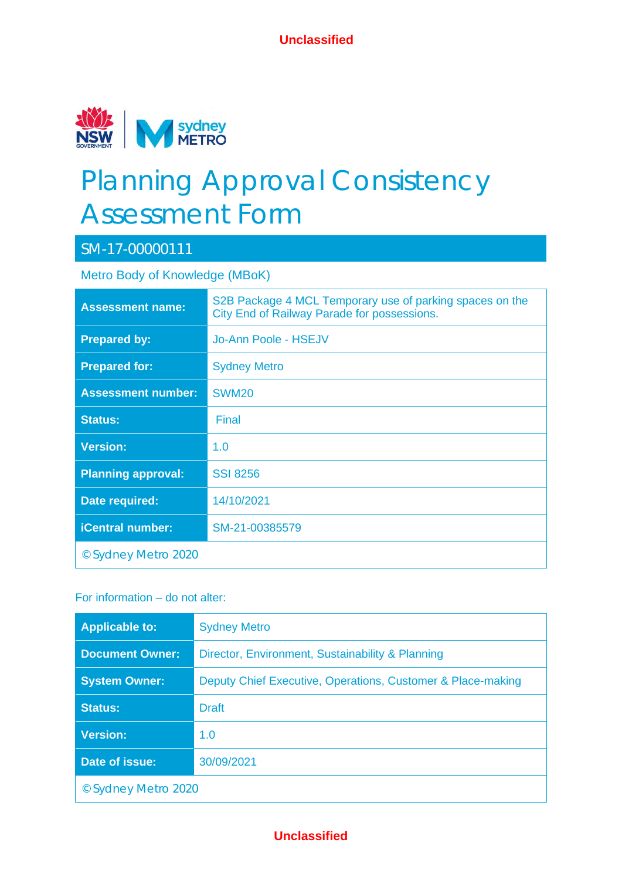Unclassified

# Planning Approval Consistency Assessment Form

## SM-17-00000111

Metro Body of Knowledge (MBoK)

| Assessment name: | S2B Package 4 MCL Temporary use of parking spaces on the City End of Railway Parade for possessions. |
|---|---|
| Prepared by: | Jo-Ann Poole - HSEJV |
| Prepared for: | Sydney Metro |
| Assessment number: | SWM20 |
| Status: | Final |
| Version: | 1.0 |
| Planning approval: | SSI 8256 |
| Date required: | 14/10/2021 |
| iCentral number: | SM-21-00385579 |
| © Sydney Metro 2020 | |

For information – do not alter:

| Applicable to: | Sydney Metro |
|---|---|
| Document Owner: | Director, Environment, Sustainability & Planning |
| System Owner: | Deputy Chief Executive, Operations, Customer & Place-making |
| Status: | Draft |
| Version: | 1.0 |
| Date of issue: | 30/09/2021 |
| © Sydney Metro 2020 | |

Unclassified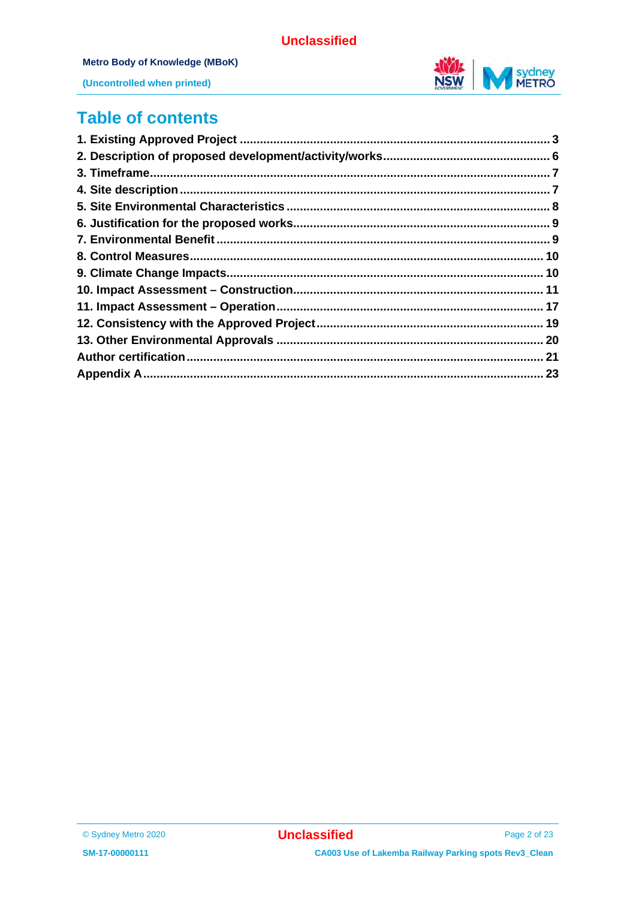# Table of contents

1. Existing Approved Project ........ 3
2. Description of proposed development/activity/works ........ 6
3. Timeframe ........ 7
4. Site description ........ 7
5. Site Environmental Characteristics ........ 8
6. Justification for the proposed works ........ 9
7. Environmental Benefit ........ 9
8. Control Measures ........ 10
9. Climate Change Impacts ........ 10
10. Impact Assessment – Construction ........ 11
11. Impact Assessment – Operation ........ 17
12. Consistency with the Approved Project ........ 19
13. Other Environmental Approvals ........ 20

Author certification ........ 21

Appendix A ........ 23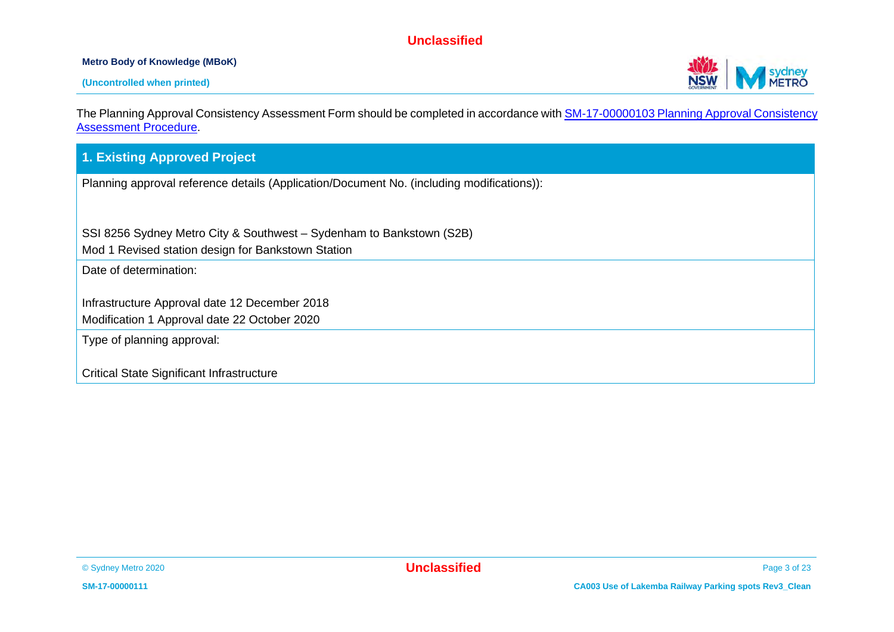The Planning Approval Consistency Assessment Form should be completed in accordance with [SM-17-00000103 Planning Approval Consistency Assessment Procedure](SM-17-00000103 Planning Approval Consistency Assessment Procedure).

## 1. Existing Approved Project

Planning approval reference details (Application/Document No. (including modifications)):

SSI 8256 Sydney Metro City & Southwest – Sydenham to Bankstown (S2B)
Mod 1 Revised station design for Bankstown Station

Date of determination:

Infrastructure Approval date 12 December 2018
Modification 1 Approval date 22 October 2020

Type of planning approval:

Critical State Significant Infrastructure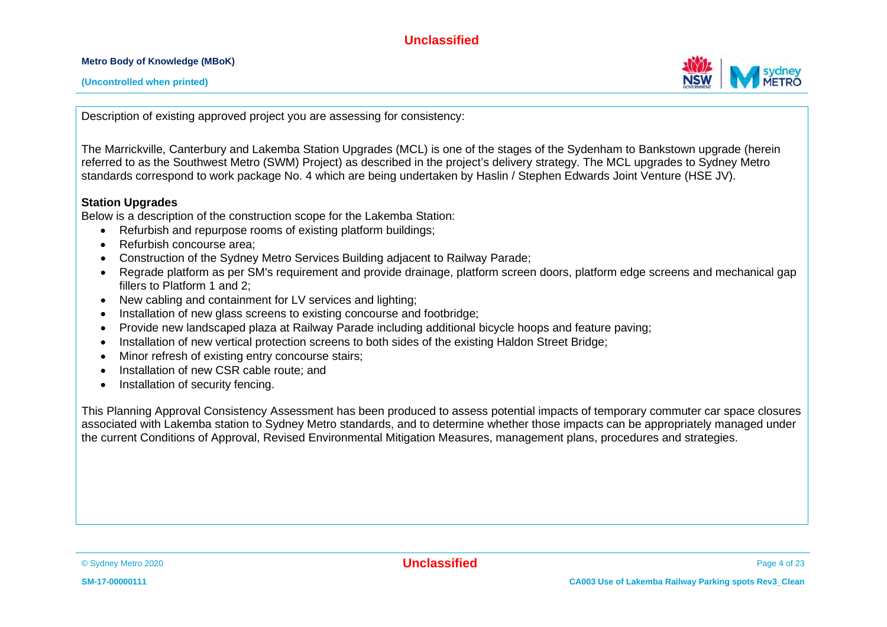Description of existing approved project you are assessing for consistency:

The Marrickville, Canterbury and Lakemba Station Upgrades (MCL) is one of the stages of the Sydenham to Bankstown upgrade (herein referred to as the Southwest Metro (SWM) Project) as described in the project's delivery strategy. The MCL upgrades to Sydney Metro standards correspond to work package No. 4 which are being undertaken by Haslin / Stephen Edwards Joint Venture (HSE JV).

**Station Upgrades**

Below is a description of the construction scope for the Lakemba Station:

- Refurbish and repurpose rooms of existing platform buildings;
- Refurbish concourse area;
- Construction of the Sydney Metro Services Building adjacent to Railway Parade;
- Regrade platform as per SM's requirement and provide drainage, platform screen doors, platform edge screens and mechanical gap fillers to Platform 1 and 2;
- New cabling and containment for LV services and lighting;
- Installation of new glass screens to existing concourse and footbridge;
- Provide new landscaped plaza at Railway Parade including additional bicycle hoops and feature paving;
- Installation of new vertical protection screens to both sides of the existing Haldon Street Bridge;
- Minor refresh of existing entry concourse stairs;
- Installation of new CSR cable route; and
- Installation of security fencing.

This Planning Approval Consistency Assessment has been produced to assess potential impacts of temporary commuter car space closures associated with Lakemba station to Sydney Metro standards, and to determine whether those impacts can be appropriately managed under the current Conditions of Approval, Revised Environmental Mitigation Measures, management plans, procedures and strategies.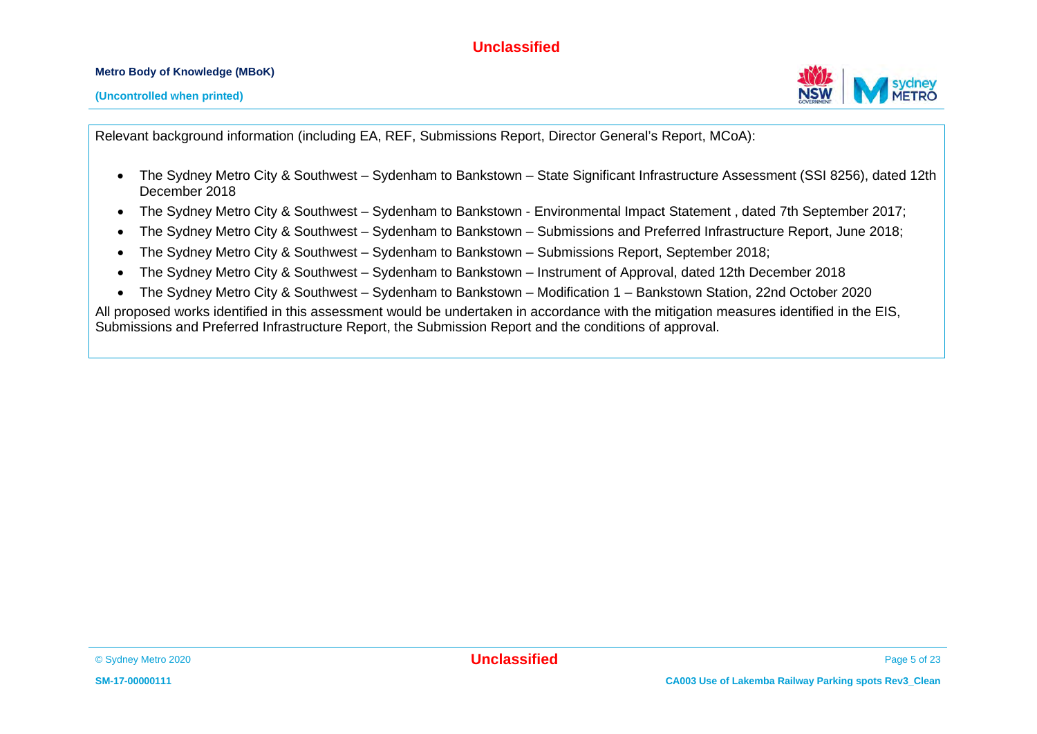Relevant background information (including EA, REF, Submissions Report, Director General's Report, MCoA):

- The Sydney Metro City & Southwest – Sydenham to Bankstown – State Significant Infrastructure Assessment (SSI 8256), dated 12th December 2018
- The Sydney Metro City & Southwest – Sydenham to Bankstown - Environmental Impact Statement , dated 7th September 2017;
- The Sydney Metro City & Southwest – Sydenham to Bankstown – Submissions and Preferred Infrastructure Report, June 2018;
- The Sydney Metro City & Southwest – Sydenham to Bankstown – Submissions Report, September 2018;
- The Sydney Metro City & Southwest – Sydenham to Bankstown – Instrument of Approval, dated 12th December 2018
- The Sydney Metro City & Southwest – Sydenham to Bankstown – Modification 1 – Bankstown Station, 22nd October 2020

All proposed works identified in this assessment would be undertaken in accordance with the mitigation measures identified in the EIS, Submissions and Preferred Infrastructure Report, the Submission Report and the conditions of approval.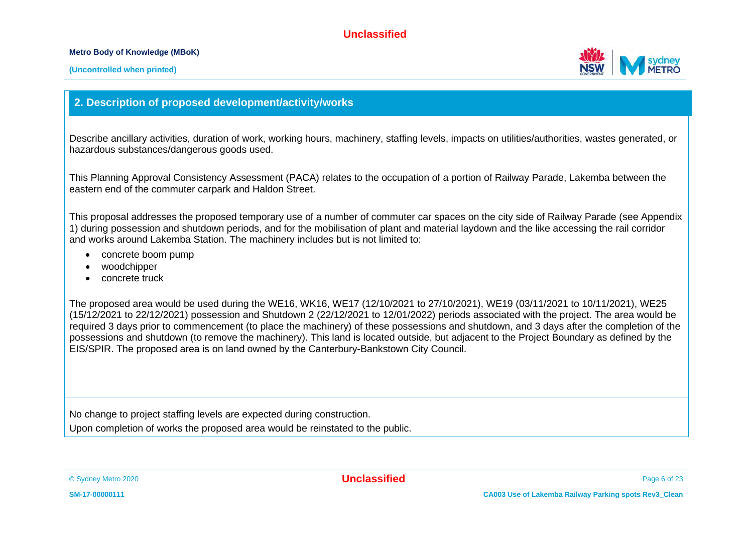## 2. Description of proposed development/activity/works

Describe ancillary activities, duration of work, working hours, machinery, staffing levels, impacts on utilities/authorities, wastes generated, or hazardous substances/dangerous goods used.

This Planning Approval Consistency Assessment (PACA) relates to the occupation of a portion of Railway Parade, Lakemba between the eastern end of the commuter carpark and Haldon Street.

This proposal addresses the proposed temporary use of a number of commuter car spaces on the city side of Railway Parade (see Appendix 1) during possession and shutdown periods, and for the mobilisation of plant and material laydown and the like accessing the rail corridor and works around Lakemba Station. The machinery includes but is not limited to:

- concrete boom pump
- woodchipper
- concrete truck

The proposed area would be used during the WE16, WK16, WE17 (12/10/2021 to 27/10/2021), WE19 (03/11/2021 to 10/11/2021), WE25 (15/12/2021 to 22/12/2021) possession and Shutdown 2 (22/12/2021 to 12/01/2022) periods associated with the project. The area would be required 3 days prior to commencement (to place the machinery) of these possessions and shutdown, and 3 days after the completion of the possessions and shutdown (to remove the machinery). This land is located outside, but adjacent to the Project Boundary as defined by the EIS/SPIR. The proposed area is on land owned by the Canterbury-Bankstown City Council.

No change to project staffing levels are expected during construction.

Upon completion of works the proposed area would be reinstated to the public.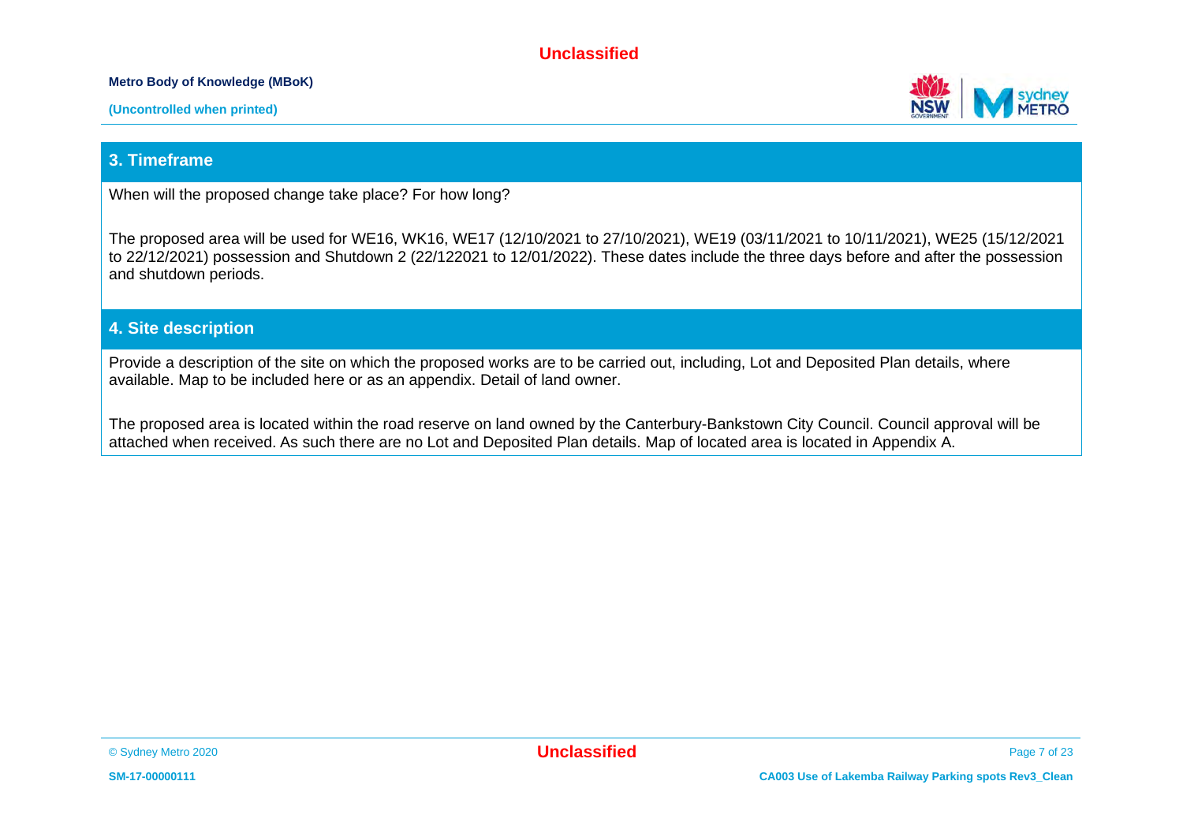## 3. Timeframe

When will the proposed change take place? For how long?

The proposed area will be used for WE16, WK16, WE17 (12/10/2021 to 27/10/2021), WE19 (03/11/2021 to 10/11/2021), WE25 (15/12/2021 to 22/12/2021) possession and Shutdown 2 (22/122021 to 12/01/2022). These dates include the three days before and after the possession and shutdown periods.

## 4. Site description

Provide a description of the site on which the proposed works are to be carried out, including, Lot and Deposited Plan details, where available. Map to be included here or as an appendix. Detail of land owner.

The proposed area is located within the road reserve on land owned by the Canterbury-Bankstown City Council. Council approval will be attached when received. As such there are no Lot and Deposited Plan details. Map of located area is located in Appendix A.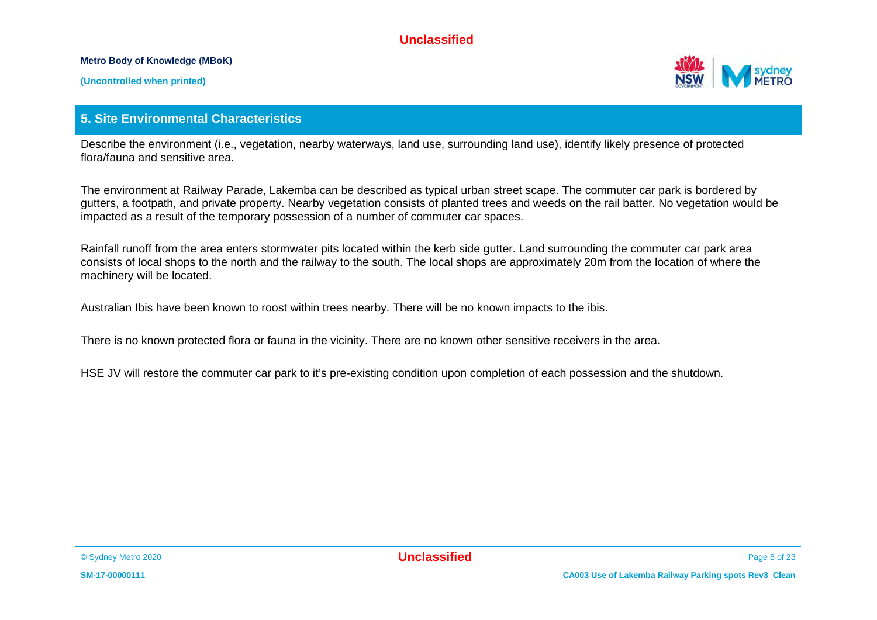## 5. Site Environmental Characteristics

Describe the environment (i.e., vegetation, nearby waterways, land use, surrounding land use), identify likely presence of protected flora/fauna and sensitive area.

The environment at Railway Parade, Lakemba can be described as typical urban street scape. The commuter car park is bordered by gutters, a footpath, and private property. Nearby vegetation consists of planted trees and weeds on the rail batter. No vegetation would be impacted as a result of the temporary possession of a number of commuter car spaces.

Rainfall runoff from the area enters stormwater pits located within the kerb side gutter. Land surrounding the commuter car park area consists of local shops to the north and the railway to the south. The local shops are approximately 20m from the location of where the machinery will be located.

Australian Ibis have been known to roost within trees nearby. There will be no known impacts to the ibis.

There is no known protected flora or fauna in the vicinity. There are no known other sensitive receivers in the area.

HSE JV will restore the commuter car park to it's pre-existing condition upon completion of each possession and the shutdown.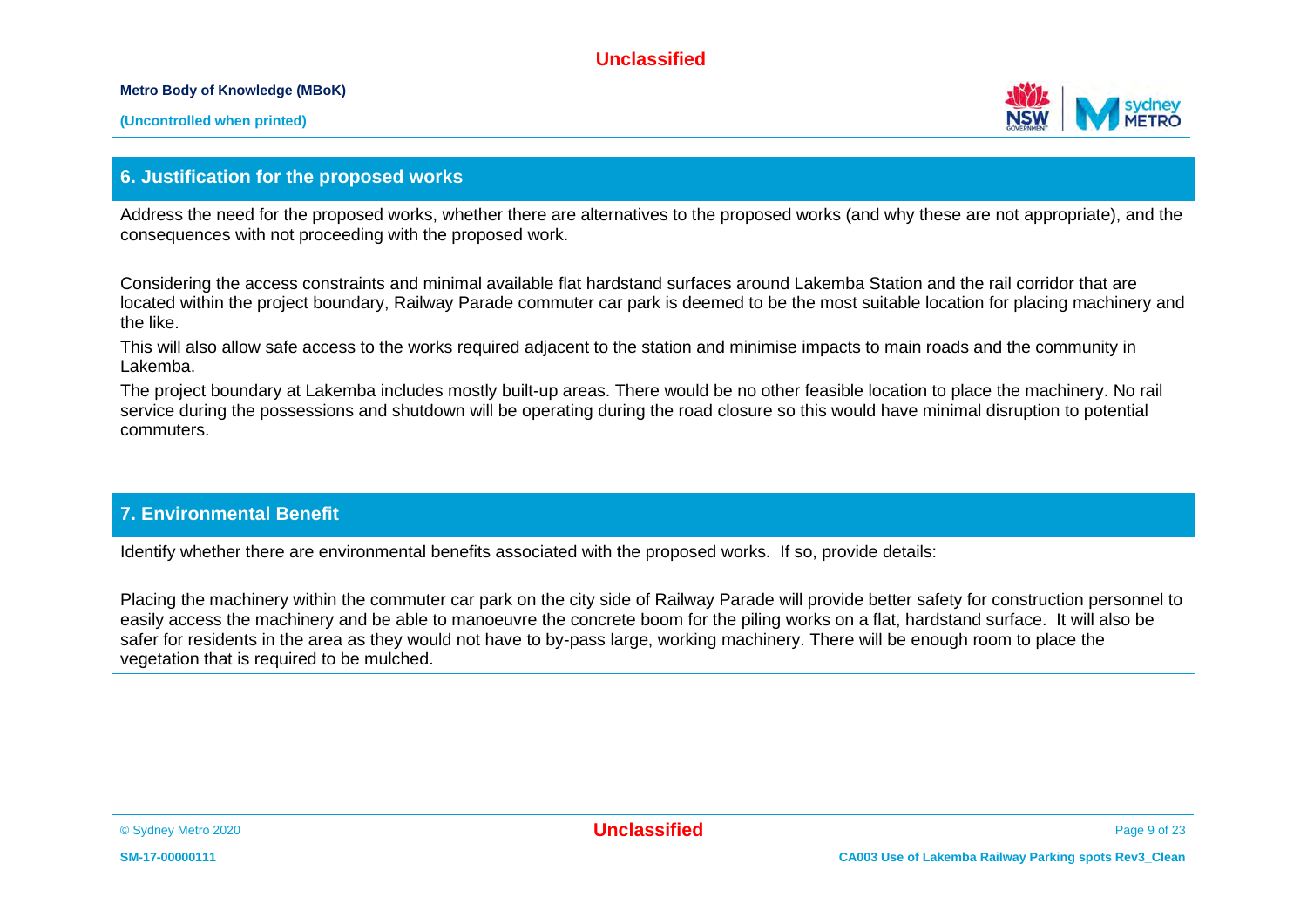## 6. Justification for the proposed works

Address the need for the proposed works, whether there are alternatives to the proposed works (and why these are not appropriate), and the consequences with not proceeding with the proposed work.

Considering the access constraints and minimal available flat hardstand surfaces around Lakemba Station and the rail corridor that are located within the project boundary, Railway Parade commuter car park is deemed to be the most suitable location for placing machinery and the like.

This will also allow safe access to the works required adjacent to the station and minimise impacts to main roads and the community in Lakemba.

The project boundary at Lakemba includes mostly built-up areas. There would be no other feasible location to place the machinery. No rail service during the possessions and shutdown will be operating during the road closure so this would have minimal disruption to potential commuters.

## 7. Environmental Benefit

Identify whether there are environmental benefits associated with the proposed works. If so, provide details:

Placing the machinery within the commuter car park on the city side of Railway Parade will provide better safety for construction personnel to easily access the machinery and be able to manoeuvre the concrete boom for the piling works on a flat, hardstand surface. It will also be safer for residents in the area as they would not have to by-pass large, working machinery. There will be enough room to place the vegetation that is required to be mulched.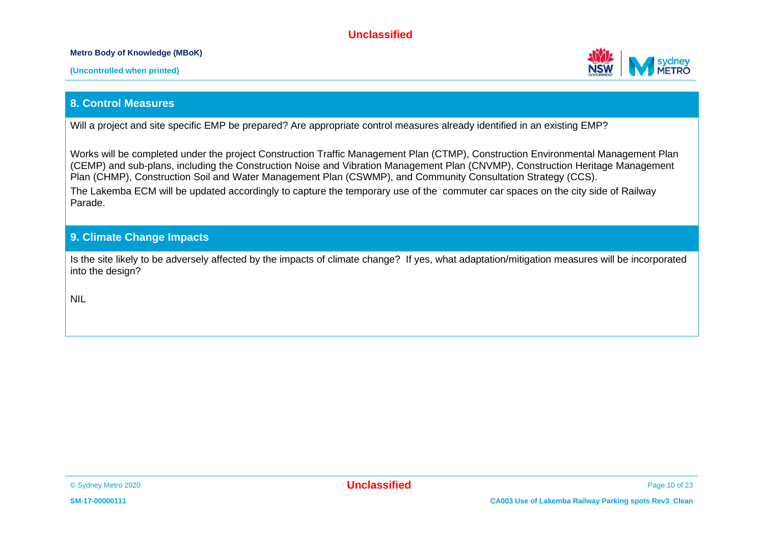## 8. Control Measures

Will a project and site specific EMP be prepared? Are appropriate control measures already identified in an existing EMP?

Works will be completed under the project Construction Traffic Management Plan (CTMP), Construction Environmental Management Plan (CEMP) and sub-plans, including the Construction Noise and Vibration Management Plan (CNVMP), Construction Heritage Management Plan (CHMP), Construction Soil and Water Management Plan (CSWMP), and Community Consultation Strategy (CCS).

The Lakemba ECM will be updated accordingly to capture the temporary use of the commuter car spaces on the city side of Railway Parade.

## 9. Climate Change Impacts

Is the site likely to be adversely affected by the impacts of climate change? If yes, what adaptation/mitigation measures will be incorporated into the design?

NIL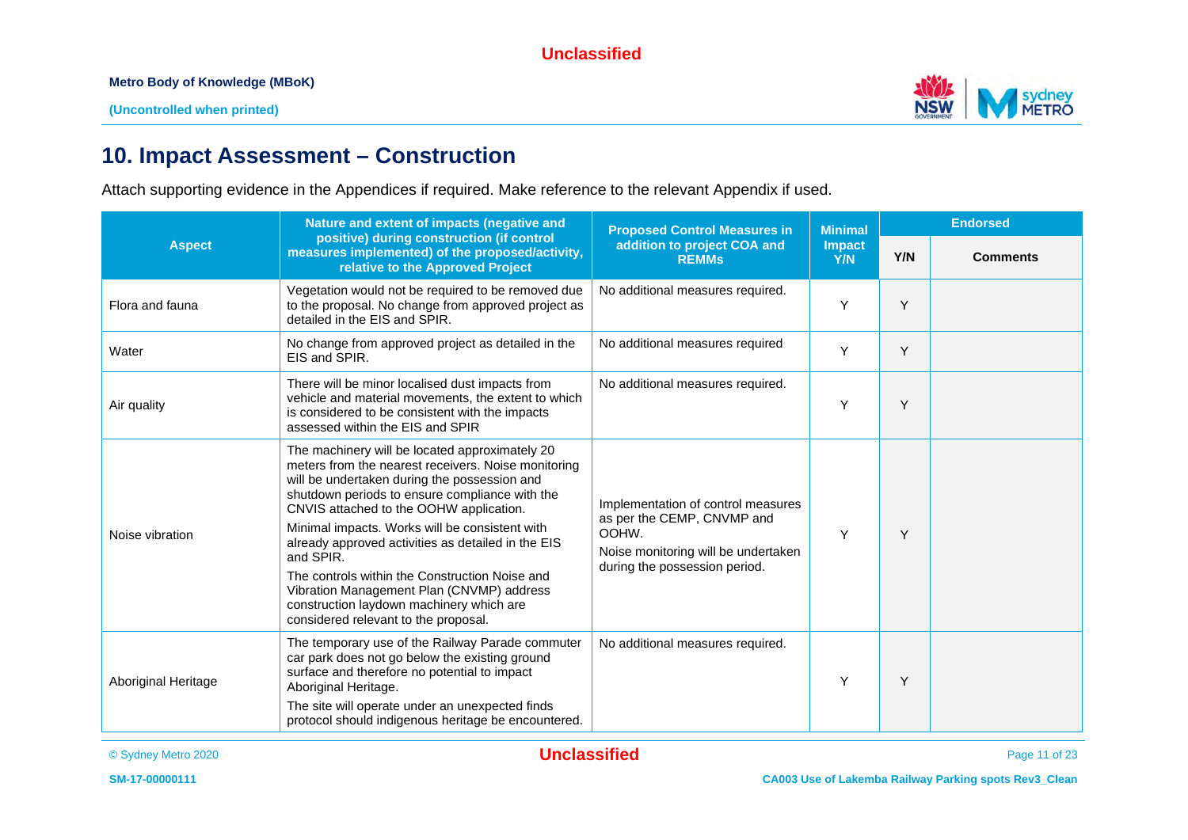# 10. Impact Assessment – Construction

Attach supporting evidence in the Appendices if required. Make reference to the relevant Appendix if used.

| Aspect | Nature and extent of impacts (negative and positive) during construction (if control measures implemented) of the proposed/activity, relative to the Approved Project | Proposed Control Measures in addition to project COA and REMMs | Minimal Impact Y/N | Endorsed | |
|---|---|---|---|---|---|
| | | | | Y/N | Comments |
| Flora and fauna | Vegetation would not be required to be removed due to the proposal. No change from approved project as detailed in the EIS and SPIR. | No additional measures required. | Y | Y | |
| Water | No change from approved project as detailed in the EIS and SPIR. | No additional measures required | Y | Y | |
| Air quality | There will be minor localised dust impacts from vehicle and material movements, the extent to which is considered to be consistent with the impacts assessed within the EIS and SPIR | No additional measures required. | Y | Y | |
| Noise vibration | The machinery will be located approximately 20 meters from the nearest receivers. Noise monitoring will be undertaken during the possession and shutdown periods to ensure compliance with the CNVIS attached to the OOHW application.<br>Minimal impacts. Works will be consistent with already approved activities as detailed in the EIS and SPIR.<br>The controls within the Construction Noise and Vibration Management Plan (CNVMP) address construction laydown machinery which are considered relevant to the proposal. | Implementation of control measures as per the CEMP, CNVMP and OOHW.<br>Noise monitoring will be undertaken during the possession period. | Y | Y | |
| Aboriginal Heritage | The temporary use of the Railway Parade commuter car park does not go below the existing ground surface and therefore no potential to impact Aboriginal Heritage.<br>The site will operate under an unexpected finds protocol should indigenous heritage be encountered. | No additional measures required. | Y | Y | |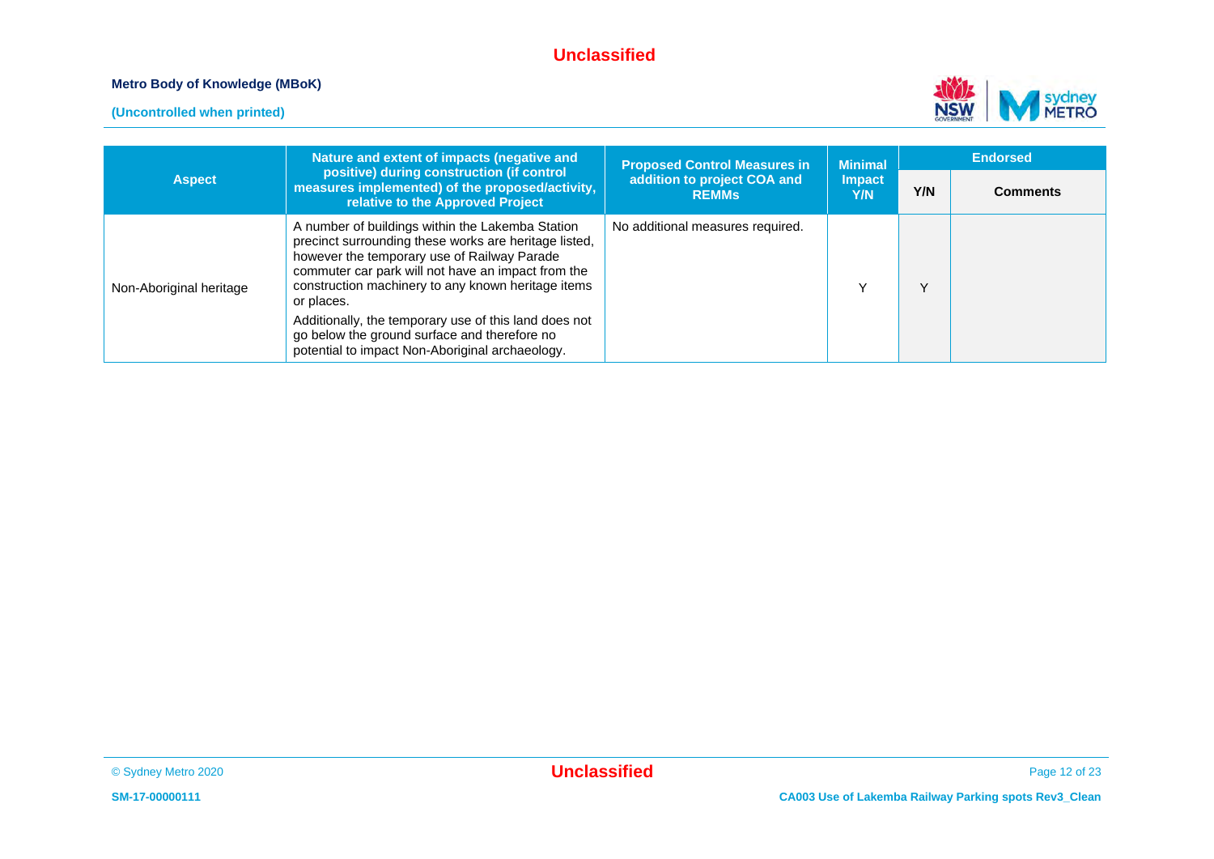| Aspect | Nature and extent of impacts (negative and positive) during construction (if control measures implemented) of the proposed/activity, relative to the Approved Project | Proposed Control Measures in addition to project COA and REMMs | Minimal Impact Y/N | Endorsed | |
|---|---|---|---|---|---|
| | | | | Y/N | Comments |
| Non-Aboriginal heritage | A number of buildings within the Lakemba Station precinct surrounding these works are heritage listed, however the temporary use of Railway Parade commuter car park will not have an impact from the construction machinery to any known heritage items or places.<br><br>Additionally, the temporary use of this land does not go below the ground surface and therefore no potential to impact Non-Aboriginal archaeology. | No additional measures required. | Y | Y | |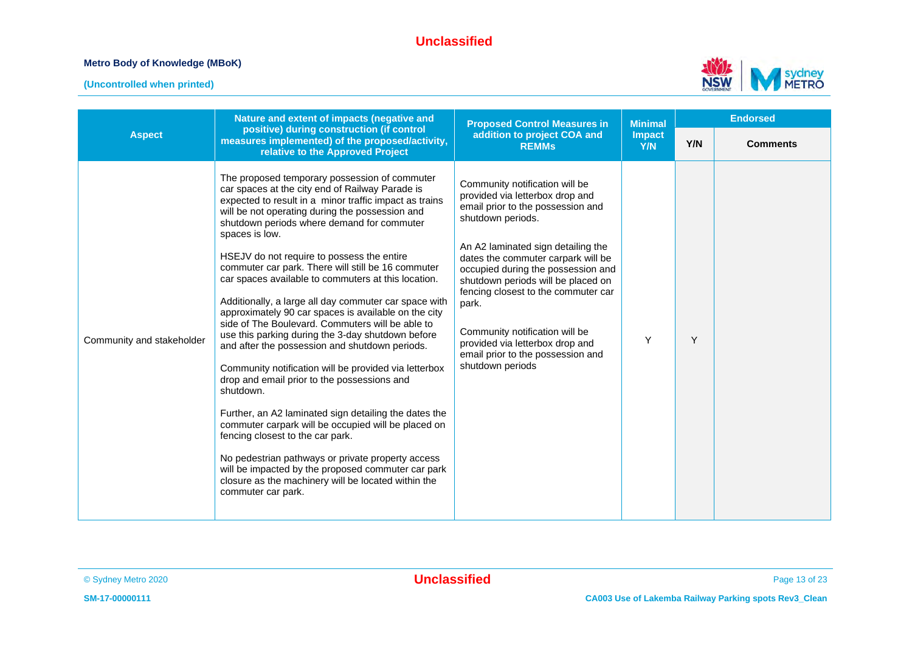| Aspect | Nature and extent of impacts (negative and positive) during construction (if control measures implemented) of the proposed/activity, relative to the Approved Project | Proposed Control Measures in addition to project COA and REMMs | Minimal Impact Y/N | Endorsed | |
|---|---|---|---|---|---|
| | | | | Y/N | Comments |
| Community and stakeholder | The proposed temporary possession of commuter car spaces at the city end of Railway Parade is expected to result in a minor traffic impact as trains will be not operating during the possession and shutdown periods where demand for commuter spaces is low.<br><br>HSEJV do not require to possess the entire commuter car park. There will still be 16 commuter car spaces available to commuters at this location.<br><br>Additionally, a large all day commuter car space with approximately 90 car spaces is available on the city side of The Boulevard. Commuters will be able to use this parking during the 3-day shutdown before and after the possession and shutdown periods.<br><br>Community notification will be provided via letterbox drop and email prior to the possessions and shutdown.<br><br>Further, an A2 laminated sign detailing the dates the commuter carpark will be occupied will be placed on fencing closest to the car park.<br><br>No pedestrian pathways or private property access will be impacted by the proposed commuter car park closure as the machinery will be located within the commuter car park. | Community notification will be provided via letterbox drop and email prior to the possession and shutdown periods.<br><br>An A2 laminated sign detailing the dates the commuter carpark will be occupied during the possession and shutdown periods will be placed on fencing closest to the commuter car park.<br><br>Community notification will be provided via letterbox drop and email prior to the possession and shutdown periods | Y | Y | |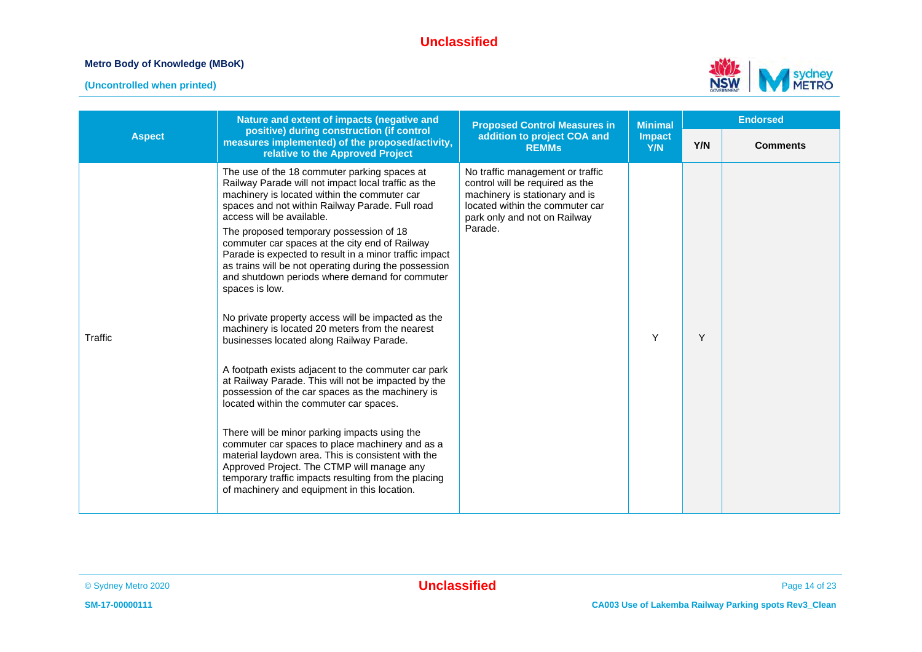| Aspect | Nature and extent of impacts (negative and positive) during construction (if control measures implemented) of the proposed/activity, relative to the Approved Project | Proposed Control Measures in addition to project COA and REMMs | Minimal Impact Y/N | Endorsed | |
|---|---|---|---|---|---|
| | | | | Y/N | Comments |
| Traffic | The use of the 18 commuter parking spaces at Railway Parade will not impact local traffic as the machinery is located within the commuter car spaces and not within Railway Parade. Full road access will be available.<br><br>The proposed temporary possession of 18 commuter car spaces at the city end of Railway Parade is expected to result in a minor traffic impact as trains will be not operating during the possession and shutdown periods where demand for commuter spaces is low.<br><br>No private property access will be impacted as the machinery is located 20 meters from the nearest businesses located along Railway Parade.<br><br>A footpath exists adjacent to the commuter car park at Railway Parade. This will not be impacted by the possession of the car spaces as the machinery is located within the commuter car spaces.<br><br>There will be minor parking impacts using the commuter car spaces to place machinery and as a material laydown area. This is consistent with the Approved Project. The CTMP will manage any temporary traffic impacts resulting from the placing of machinery and equipment in this location. | No traffic management or traffic control will be required as the machinery is stationary and is located within the commuter car park only and not on Railway Parade. | Y | Y | |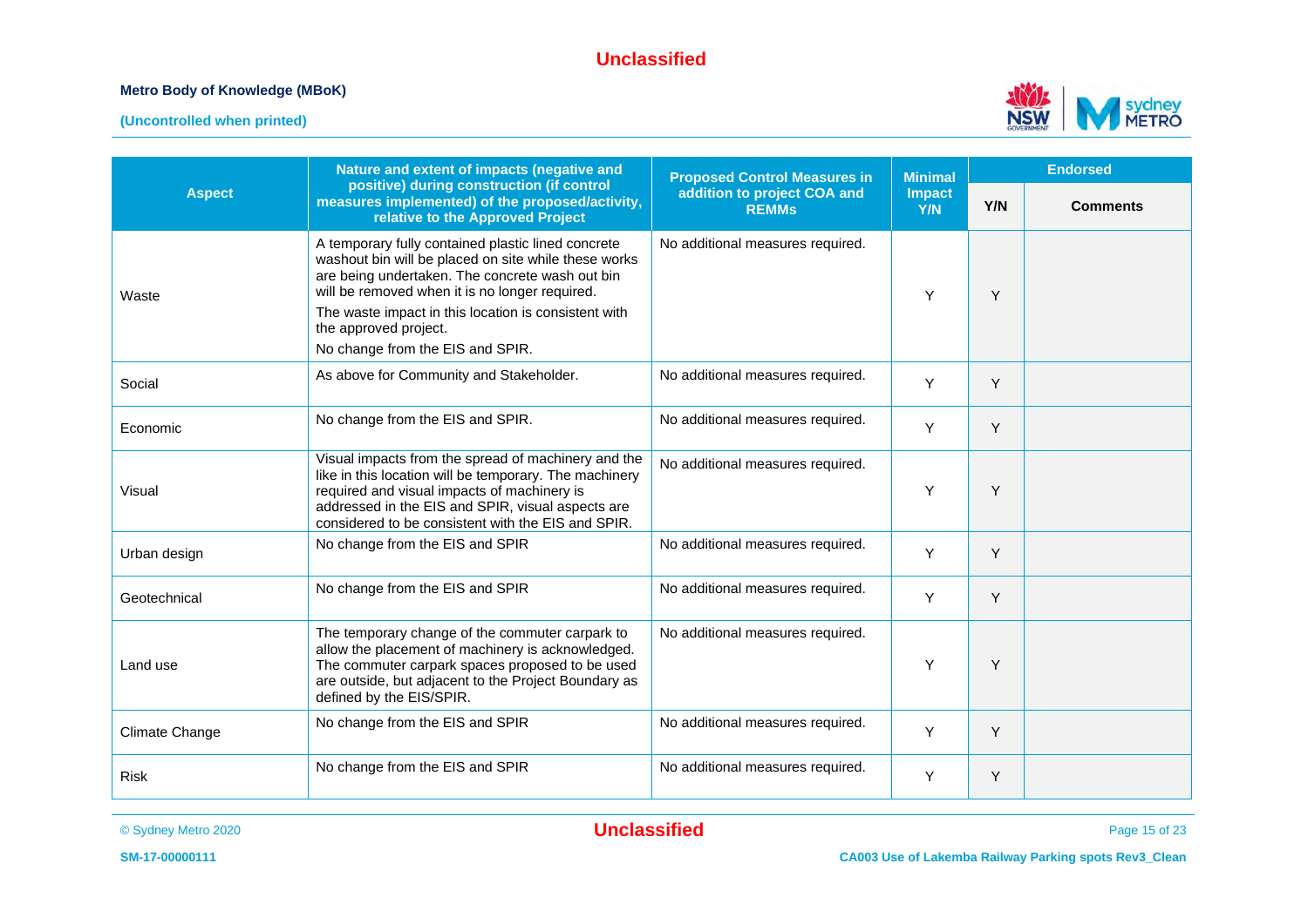| Aspect | Nature and extent of impacts (negative and positive) during construction (if control measures implemented) of the proposed/activity, relative to the Approved Project | Proposed Control Measures in addition to project COA and REMMs | Minimal Impact Y/N | Endorsed | |
|---|---|---|---|---|---|
| | | | | Y/N | Comments |
| Waste | A temporary fully contained plastic lined concrete washout bin will be placed on site while these works are being undertaken. The concrete wash out bin will be removed when it is no longer required.<br>The waste impact in this location is consistent with the approved project.<br>No change from the EIS and SPIR. | No additional measures required. | Y | Y | |
| Social | As above for Community and Stakeholder. | No additional measures required. | Y | Y | |
| Economic | No change from the EIS and SPIR. | No additional measures required. | Y | Y | |
| Visual | Visual impacts from the spread of machinery and the like in this location will be temporary. The machinery required and visual impacts of machinery is addressed in the EIS and SPIR, visual aspects are considered to be consistent with the EIS and SPIR. | No additional measures required. | Y | Y | |
| Urban design | No change from the EIS and SPIR | No additional measures required. | Y | Y | |
| Geotechnical | No change from the EIS and SPIR | No additional measures required. | Y | Y | |
| Land use | The temporary change of the commuter carpark to allow the placement of machinery is acknowledged. The commuter carpark spaces proposed to be used are outside, but adjacent to the Project Boundary as defined by the EIS/SPIR. | No additional measures required. | Y | Y | |
| Climate Change | No change from the EIS and SPIR | No additional measures required. | Y | Y | |
| Risk | No change from the EIS and SPIR | No additional measures required. | Y | Y | |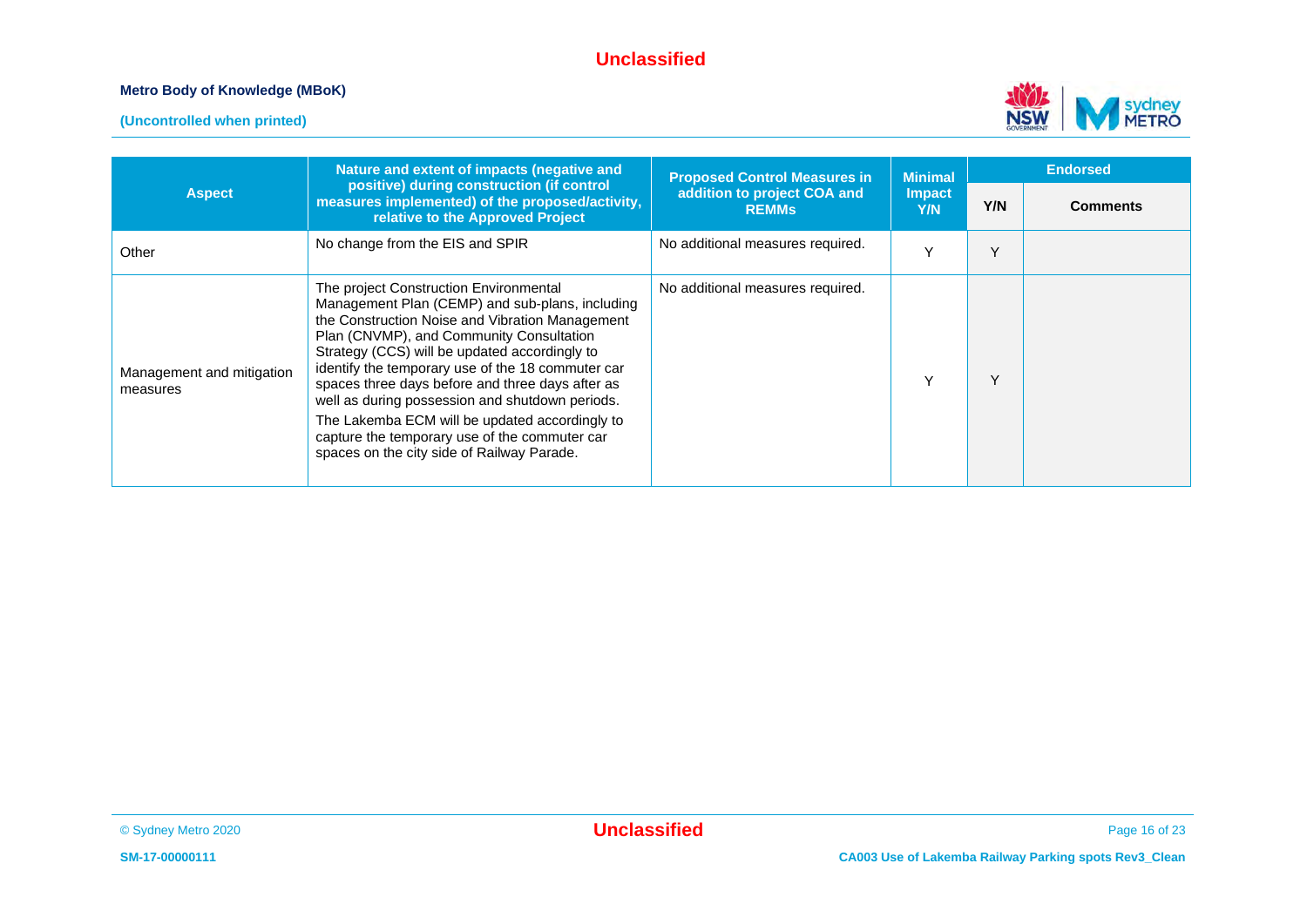| Aspect | Nature and extent of impacts (negative and positive) during construction (if control measures implemented) of the proposed/activity, relative to the Approved Project | Proposed Control Measures in addition to project COA and REMMs | Minimal Impact Y/N | Endorsed | |
|---|---|---|---|---|---|
| | | | | Y/N | Comments |
| Other | No change from the EIS and SPIR | No additional measures required. | Y | Y | |
| Management and mitigation measures | The project Construction Environmental Management Plan (CEMP) and sub-plans, including the Construction Noise and Vibration Management Plan (CNVMP), and Community Consultation Strategy (CCS) will be updated accordingly to identify the temporary use of the 18 commuter car spaces three days before and three days after as well as during possession and shutdown periods.<br>The Lakemba ECM will be updated accordingly to capture the temporary use of the commuter car spaces on the city side of Railway Parade. | No additional measures required. | Y | Y | |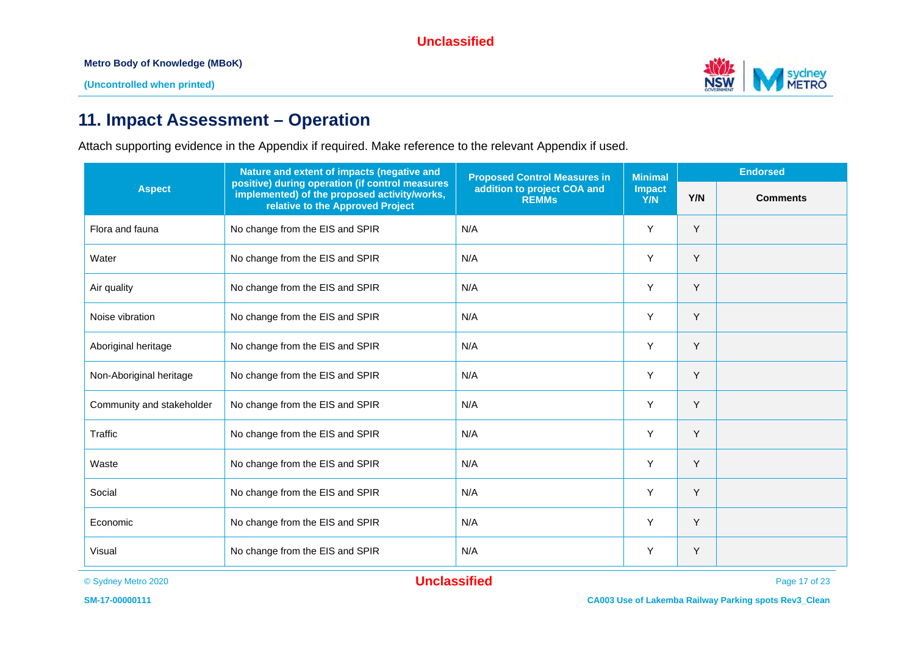# 11. Impact Assessment – Operation

Attach supporting evidence in the Appendix if required. Make reference to the relevant Appendix if used.

| Aspect | Nature and extent of impacts (negative and positive) during operation (if control measures implemented) of the proposed activity/works, relative to the Approved Project | Proposed Control Measures in addition to project COA and REMMs | Minimal Impact Y/N | Endorsed | |
|---|---|---|---|---|---|
| | | | | Y/N | Comments |
| Flora and fauna | No change from the EIS and SPIR | N/A | Y | Y | |
| Water | No change from the EIS and SPIR | N/A | Y | Y | |
| Air quality | No change from the EIS and SPIR | N/A | Y | Y | |
| Noise vibration | No change from the EIS and SPIR | N/A | Y | Y | |
| Aboriginal heritage | No change from the EIS and SPIR | N/A | Y | Y | |
| Non-Aboriginal heritage | No change from the EIS and SPIR | N/A | Y | Y | |
| Community and stakeholder | No change from the EIS and SPIR | N/A | Y | Y | |
| Traffic | No change from the EIS and SPIR | N/A | Y | Y | |
| Waste | No change from the EIS and SPIR | N/A | Y | Y | |
| Social | No change from the EIS and SPIR | N/A | Y | Y | |
| Economic | No change from the EIS and SPIR | N/A | Y | Y | |
| Visual | No change from the EIS and SPIR | N/A | Y | Y | |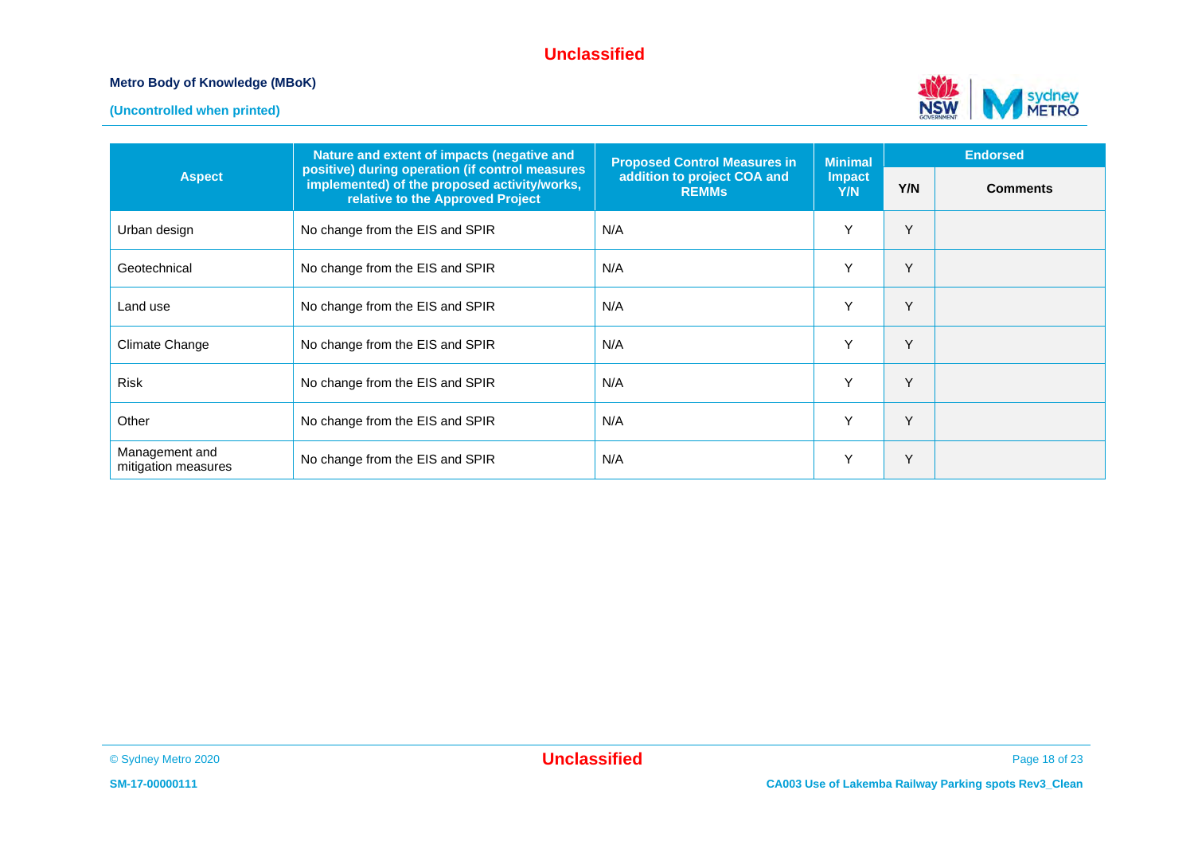| Aspect | Nature and extent of impacts (negative and positive) during operation (if control measures implemented) of the proposed activity/works, relative to the Approved Project | Proposed Control Measures in addition to project COA and REMMs | Minimal Impact Y/N | Endorsed | |
|---|---|---|---|---|---|
| | | | | Y/N | Comments |
| Urban design | No change from the EIS and SPIR | N/A | Y | Y | |
| Geotechnical | No change from the EIS and SPIR | N/A | Y | Y | |
| Land use | No change from the EIS and SPIR | N/A | Y | Y | |
| Climate Change | No change from the EIS and SPIR | N/A | Y | Y | |
| Risk | No change from the EIS and SPIR | N/A | Y | Y | |
| Other | No change from the EIS and SPIR | N/A | Y | Y | |
| Management and mitigation measures | No change from the EIS and SPIR | N/A | Y | Y | |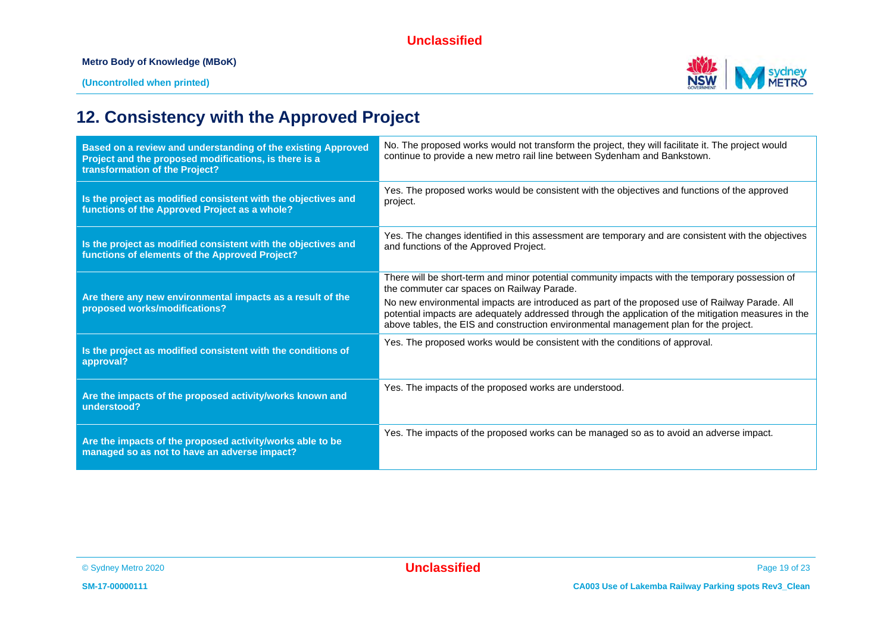# 12. Consistency with the Approved Project

| Question | Response |
|---|---|
| **Based on a review and understanding of the existing Approved Project and the proposed modifications, is there is a transformation of the Project?** | No. The proposed works would not transform the project, they will facilitate it. The project would continue to provide a new metro rail line between Sydenham and Bankstown. |
| **Is the project as modified consistent with the objectives and functions of the Approved Project as a whole?** | Yes. The proposed works would be consistent with the objectives and functions of the approved project. |
| **Is the project as modified consistent with the objectives and functions of elements of the Approved Project?** | Yes. The changes identified in this assessment are temporary and are consistent with the objectives and functions of the Approved Project. |
| **Are there any new environmental impacts as a result of the proposed works/modifications?** | There will be short-term and minor potential community impacts with the temporary possession of the commuter car spaces on Railway Parade.<br><br>No new environmental impacts are introduced as part of the proposed use of Railway Parade. All potential impacts are adequately addressed through the application of the mitigation measures in the above tables, the EIS and construction environmental management plan for the project. |
| **Is the project as modified consistent with the conditions of approval?** | Yes. The proposed works would be consistent with the conditions of approval. |
| **Are the impacts of the proposed activity/works known and understood?** | Yes. The impacts of the proposed works are understood. |
| **Are the impacts of the proposed activity/works able to be managed so as not to have an adverse impact?** | Yes. The impacts of the proposed works can be managed so as to avoid an adverse impact. |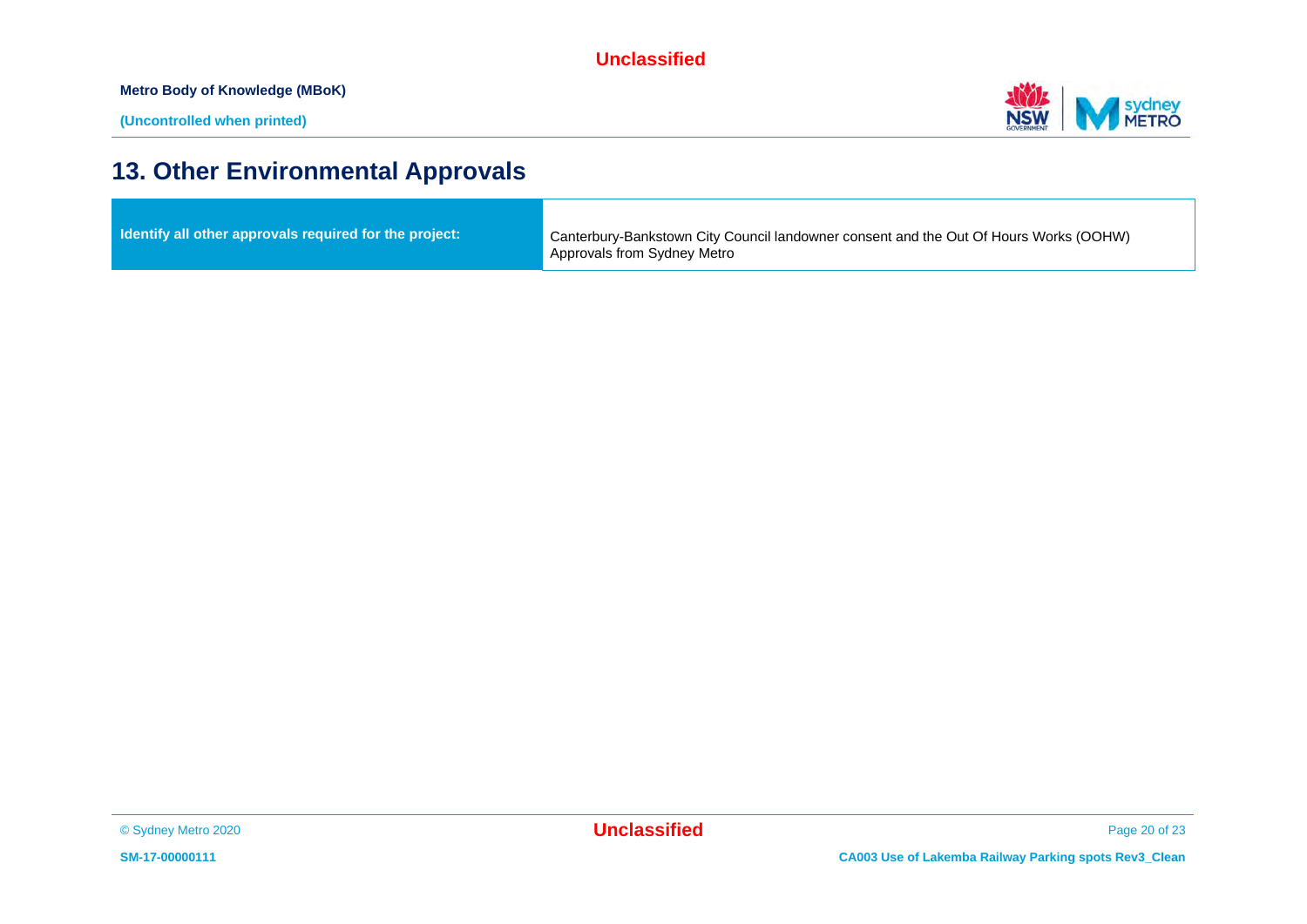# 13. Other Environmental Approvals

| Identify all other approvals required for the project: | Canterbury-Bankstown City Council landowner consent and the Out Of Hours Works (OOHW) Approvals from Sydney Metro |
|---|---|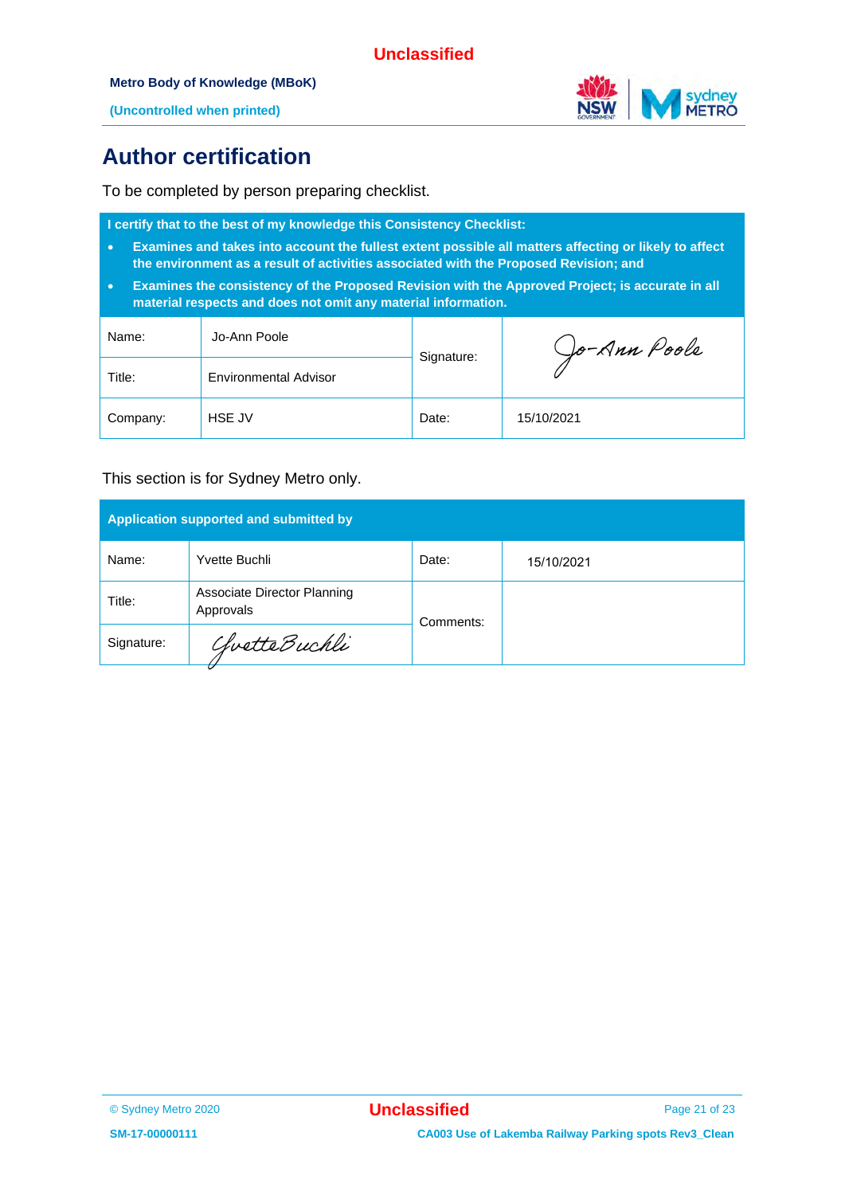# Author certification

To be completed by person preparing checklist.

| I certify that to the best of my knowledge this Consistency Checklist:<br>• Examines and takes into account the fullest extent possible all matters affecting or likely to affect the environment as a result of activities associated with the Proposed Revision; and<br>• Examines the consistency of the Proposed Revision with the Approved Project; is accurate in all material respects and does not omit any material information. | | | |
|---|---|---|---|
| Name: | Jo-Ann Poole | Signature: | Jo-Ann Poole |
| Title: | Environmental Advisor | | |
| Company: | HSE JV | Date: | 15/10/2021 |

This section is for Sydney Metro only.

| Application supported and submitted by | | | |
|---|---|---|---|
| Name: | Yvette Buchli | Date: | 15/10/2021 |
| Title: | Associate Director Planning Approvals | Comments: | |
| Signature: | Yvette Buchli | | |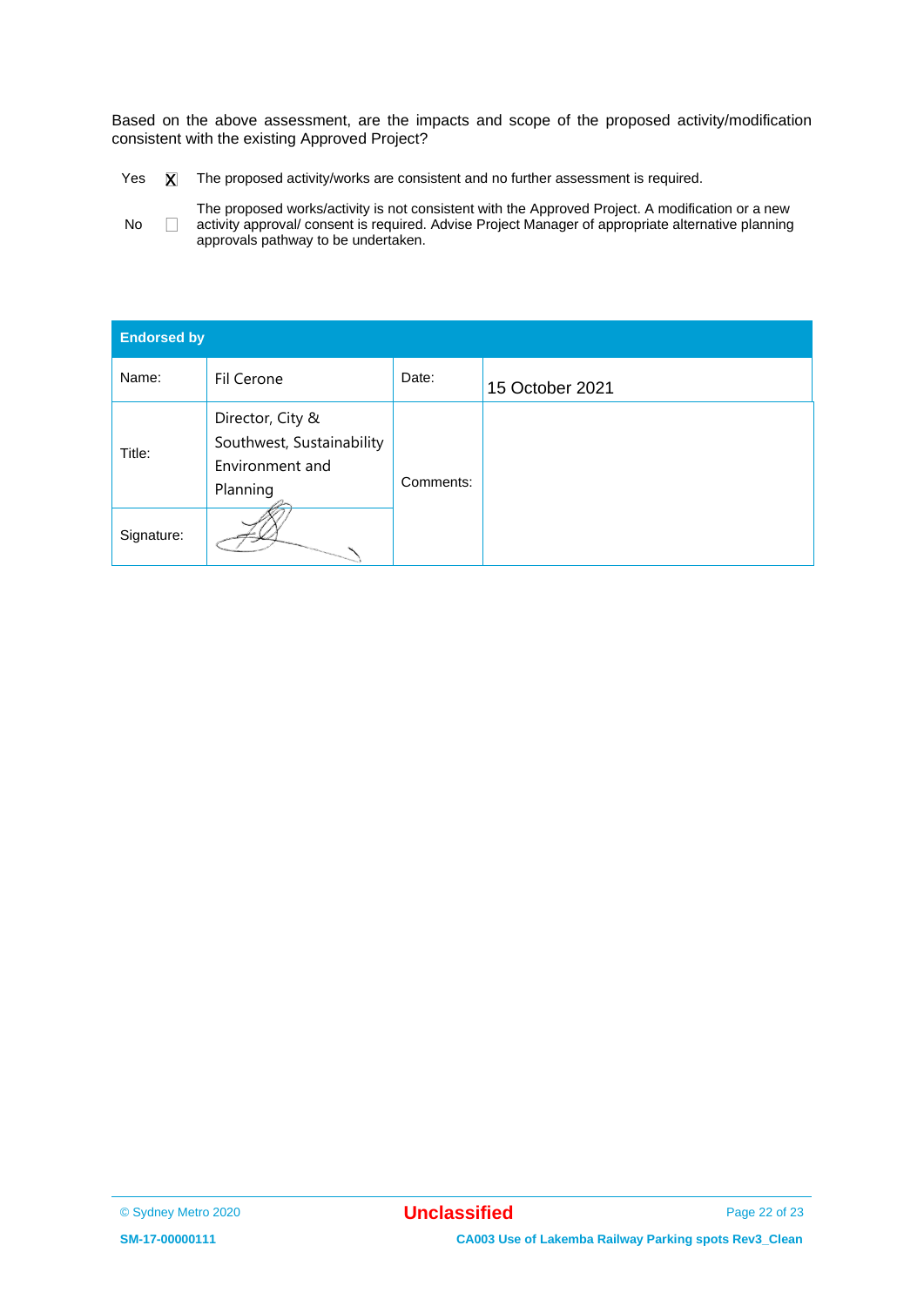Based on the above assessment, are the impacts and scope of the proposed activity/modification consistent with the existing Approved Project?

| | | |
|---|---|---|
| Yes | X | The proposed activity/works are consistent and no further assessment is required. |
| No | ☐ | The proposed works/activity is not consistent with the Approved Project. A modification or a new activity approval/ consent is required. Advise Project Manager of appropriate alternative planning approvals pathway to be undertaken. |

| **Endorsed by** | | | |
|---|---|---|---|
| Name: | Fil Cerone | Date: | 15 October 2021 |
| Title: | Director, City & Southwest, Sustainability Environment and Planning | Comments: | |
| Signature: | [signature] | | |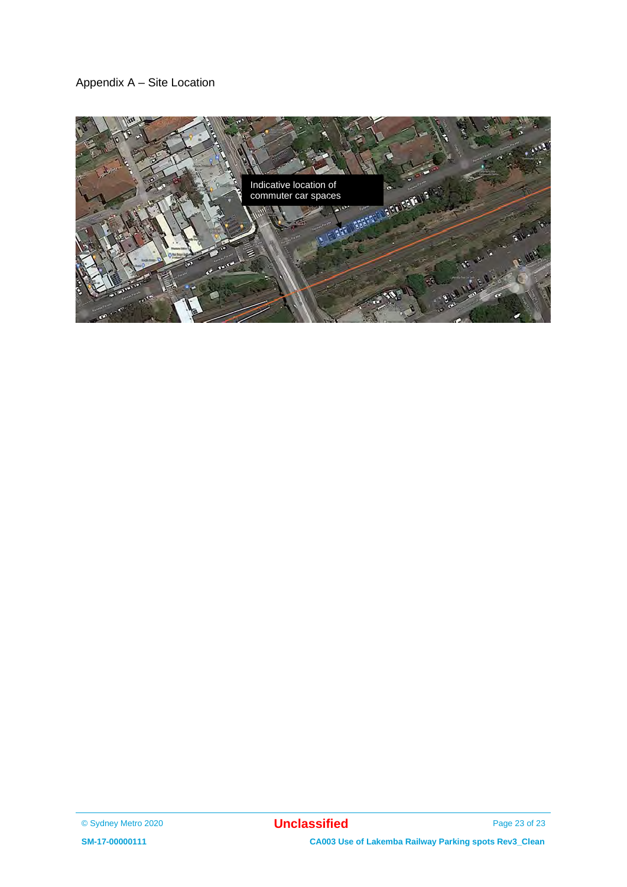## Appendix A – Site Location

Indicative location of commuter car spaces